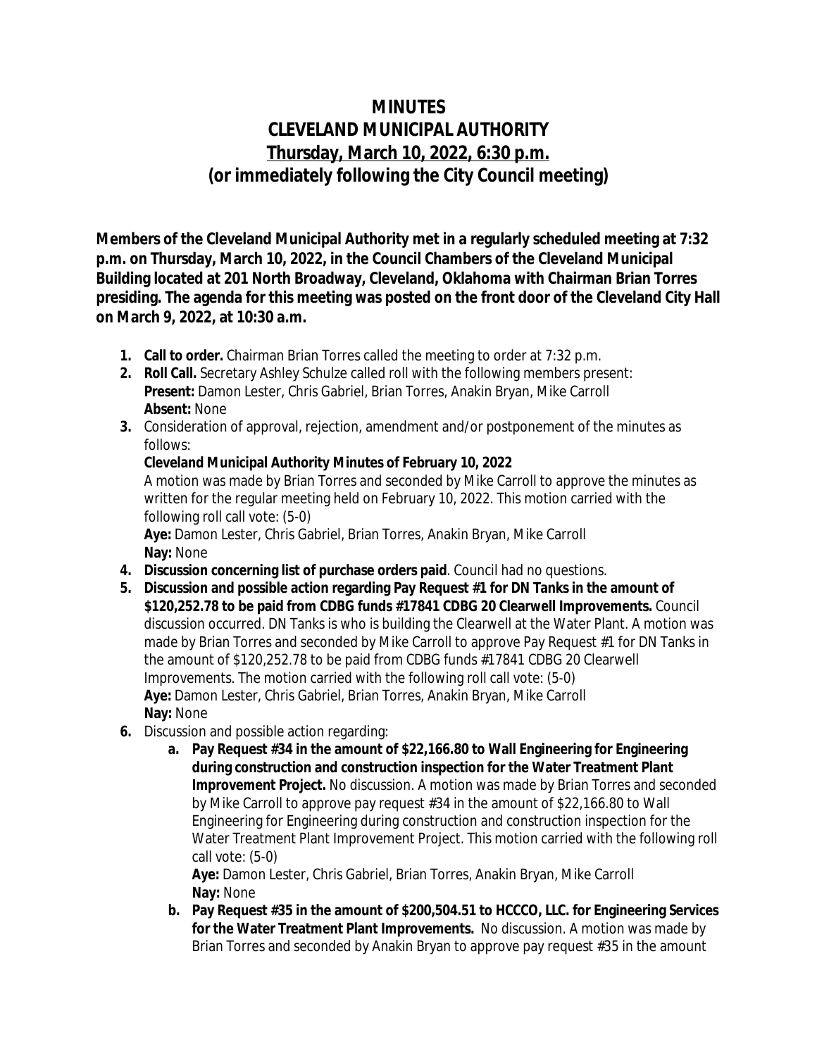# MINUTES
# CLEVELAND MUNICIPAL AUTHORITY
## Thursday, March 10, 2022, 6:30 p.m.
## (or immediately following the City Council meeting)

**Members of the Cleveland Municipal Authority met in a regularly scheduled meeting at 7:32 p.m. on Thursday, March 10, 2022, in the Council Chambers of the Cleveland Municipal Building located at 201 North Broadway, Cleveland, Oklahoma with Chairman Brian Torres presiding. The agenda for this meeting was posted on the front door of the Cleveland City Hall on March 9, 2022, at 10:30 a.m.**

1. **Call to order.** Chairman Brian Torres called the meeting to order at 7:32 p.m.
2. **Roll Call.** Secretary Ashley Schulze called roll with the following members present:
   **Present:** Damon Lester, Chris Gabriel, Brian Torres, Anakin Bryan, Mike Carroll
   **Absent:** None
3. Consideration of approval, rejection, amendment and/or postponement of the minutes as follows:
   **Cleveland Municipal Authority Minutes of February 10, 2022**
   A motion was made by Brian Torres and seconded by Mike Carroll to approve the minutes as written for the regular meeting held on February 10, 2022. This motion carried with the following roll call vote: (5-0)
   **Aye:** Damon Lester, Chris Gabriel, Brian Torres, Anakin Bryan, Mike Carroll
   **Nay:** None
4. **Discussion concerning list of purchase orders paid**. Council had no questions.
5. **Discussion and possible action regarding Pay Request #1 for DN Tanks in the amount of $120,252.78 to be paid from CDBG funds #17841 CDBG 20 Clearwell Improvements.** Council discussion occurred. DN Tanks is who is building the Clearwell at the Water Plant. A motion was made by Brian Torres and seconded by Mike Carroll to approve Pay Request #1 for DN Tanks in the amount of $120,252.78 to be paid from CDBG funds #17841 CDBG 20 Clearwell Improvements. The motion carried with the following roll call vote: (5-0)
   **Aye:** Damon Lester, Chris Gabriel, Brian Torres, Anakin Bryan, Mike Carroll
   **Nay:** None
6. Discussion and possible action regarding:
   a. **Pay Request #34 in the amount of $22,166.80 to Wall Engineering for Engineering during construction and construction inspection for the Water Treatment Plant Improvement Project.** No discussion. A motion was made by Brian Torres and seconded by Mike Carroll to approve pay request #34 in the amount of $22,166.80 to Wall Engineering for Engineering during construction and construction inspection for the Water Treatment Plant Improvement Project. This motion carried with the following roll call vote: (5-0)
      **Aye:** Damon Lester, Chris Gabriel, Brian Torres, Anakin Bryan, Mike Carroll
      **Nay:** None
   b. **Pay Request #35 in the amount of $200,504.51 to HCCCO, LLC. for Engineering Services for the Water Treatment Plant Improvements.** No discussion. A motion was made by Brian Torres and seconded by Anakin Bryan to approve pay request #35 in the amount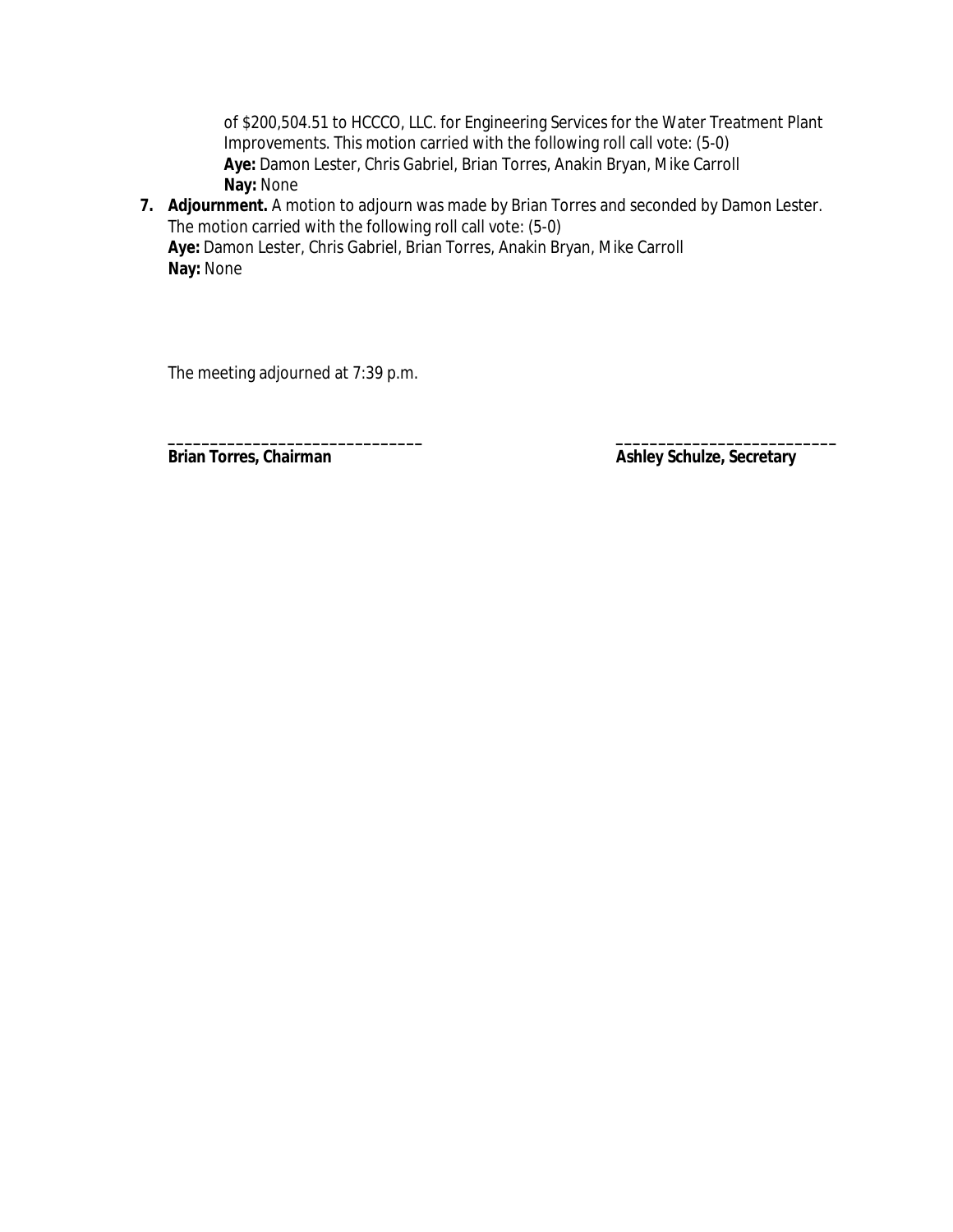of $200,504.51 to HCCCO, LLC. for Engineering Services for the Water Treatment Plant Improvements. This motion carried with the following roll call vote: (5-0)
**Aye:** Damon Lester, Chris Gabriel, Brian Torres, Anakin Bryan, Mike Carroll
**Nay:** None

7. **Adjournment.** A motion to adjourn was made by Brian Torres and seconded by Damon Lester. The motion carried with the following roll call vote: (5-0)
**Aye:** Damon Lester, Chris Gabriel, Brian Torres, Anakin Bryan, Mike Carroll
**Nay:** None

The meeting adjourned at 7:39 p.m.

______________________________ ______________________________
**Brian Torres, Chairman** **Ashley Schulze, Secretary**